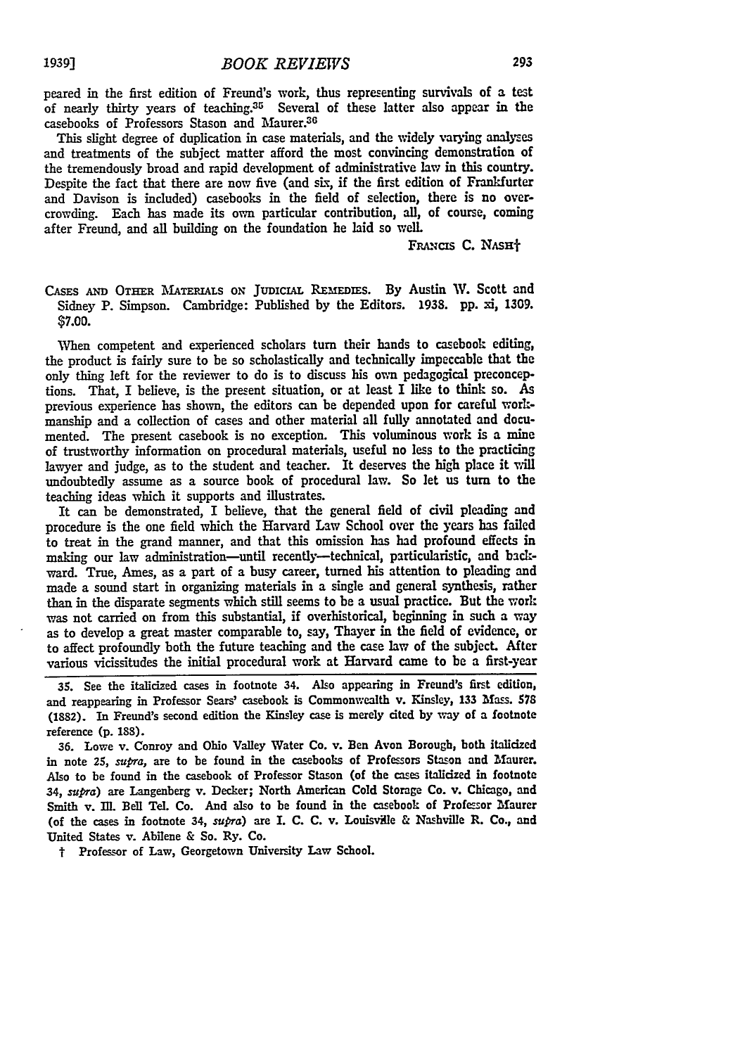peared in the first edition of Freund's work, thus representing survivals of a test of nearly thirty years of teaching.[35] Several of these latter also appear in the casebooks of Professors Stason and Maurer.[36]

This slight degree of duplication in case materials, and the widely varying analyses and treatments of the subject matter afford the most convincing demonstration of the tremendously broad and rapid development of administrative law in this country. Despite the fact that there are now five (and six, if the first edition of Frankfurter and Davison is included) casebooks in the field of selection, there is no overcrowding. Each has made its own particular contribution, all, of course, coming after Freund, and all building on the foundation he laid so well.

FRANCIS C. NASH†

CASES AND OTHER MATERIALS ON JUDICIAL REMEDIES. By Austin W. Scott and Sidney P. Simpson. Cambridge: Published by the Editors. 1938. pp. xi, 1309. $7.00.

When competent and experienced scholars turn their hands to casebook editing, the product is fairly sure to be so scholastically and technically impeccable that the only thing left for the reviewer to do is to discuss his own pedagogical preconceptions. That, I believe, is the present situation, or at least I like to think so. As previous experience has shown, the editors can be depended upon for careful workmanship and a collection of cases and other material all fully annotated and documented. The present casebook is no exception. This voluminous work is a mine of trustworthy information on procedural materials, useful no less to the practicing lawyer and judge, as to the student and teacher. It deserves the high place it will undoubtedly assume as a source book of procedural law. So let us turn to the teaching ideas which it supports and illustrates.

It can be demonstrated, I believe, that the general field of civil pleading and procedure is the one field which the Harvard Law School over the years has failed to treat in the grand manner, and that this omission has had profound effects in making our law administration—until recently—technical, particularistic, and backward. True, Ames, as a part of a busy career, turned his attention to pleading and made a sound start in organizing materials in a single and general synthesis, rather than in the disparate segments which still seems to be a usual practice. But the work was not carried on from this substantial, if overhistorical, beginning in such a way as to develop a great master comparable to, say, Thayer in the field of evidence, or to affect profoundly both the future teaching and the case law of the subject. After various vicissitudes the initial procedural work at Harvard came to be a first-year

35. See the italicized cases in footnote 34. Also appearing in Freund's first edition, and reappearing in Professor Sears' casebook is Commonwealth v. Kinsley, 133 Mass. 578 (1882). In Freund's second edition the Kinsley case is merely cited by way of a footnote reference (p. 188).

36. Lowe v. Conroy and Ohio Valley Water Co. v. Ben Avon Borough, both italicized in note 25, *supra*, are to be found in the casebooks of Professors Stason and Maurer. Also to be found in the casebook of Professor Stason (of the cases italicized in footnote 34, *supra*) are Langenberg v. Decker; North American Cold Storage Co. v. Chicago, and Smith v. Ill. Bell Tel. Co. And also to be found in the casebook of Professor Maurer (of the cases in footnote 34, *supra*) are I. C. C. v. Louisville & Nashville R. Co., and United States v. Abilene & So. Ry. Co.

† Professor of Law, Georgetown University Law School.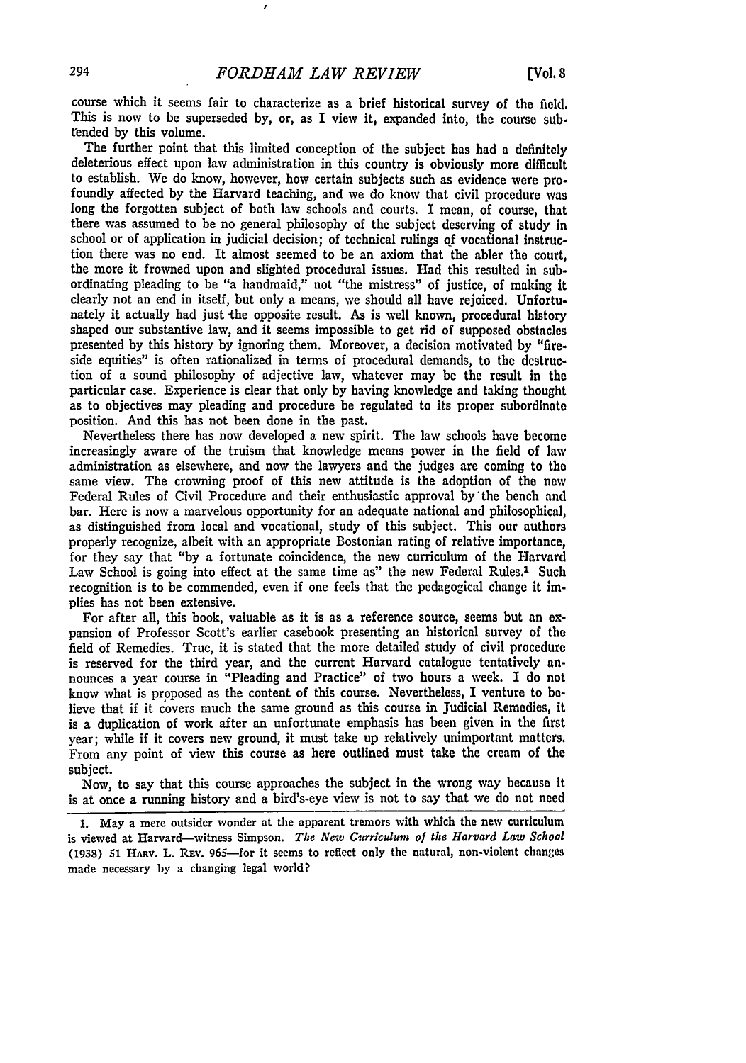course which it seems fair to characterize as a brief historical survey of the field. This is now to be superseded by, or, as I view it, expanded into, the course subtended by this volume.

The further point that this limited conception of the subject has had a definitely deleterious effect upon law administration in this country is obviously more difficult to establish. We do know, however, how certain subjects such as evidence were profoundly affected by the Harvard teaching, and we do know that civil procedure was long the forgotten subject of both law schools and courts. I mean, of course, that there was assumed to be no general philosophy of the subject deserving of study in school or of application in judicial decision; of technical rulings of vocational instruction there was no end. It almost seemed to be an axiom that the abler the court, the more it frowned upon and slighted procedural issues. Had this resulted in subordinating pleading to be "a handmaid," not "the mistress" of justice, of making it clearly not an end in itself, but only a means, we should all have rejoiced. Unfortunately it actually had just the opposite result. As is well known, procedural history shaped our substantive law, and it seems impossible to get rid of supposed obstacles presented by this history by ignoring them. Moreover, a decision motivated by "fireside equities" is often rationalized in terms of procedural demands, to the destruction of a sound philosophy of adjective law, whatever may be the result in the particular case. Experience is clear that only by having knowledge and taking thought as to objectives may pleading and procedure be regulated to its proper subordinate position. And this has not been done in the past.

Nevertheless there has now developed a new spirit. The law schools have become increasingly aware of the truism that knowledge means power in the field of law administration as elsewhere, and now the lawyers and the judges are coming to the same view. The crowning proof of this new attitude is the adoption of the new Federal Rules of Civil Procedure and their enthusiastic approval by the bench and bar. Here is now a marvelous opportunity for an adequate national and philosophical, as distinguished from local and vocational, study of this subject. This our authors properly recognize, albeit with an appropriate Bostonian rating of relative importance, for they say that "by a fortunate coincidence, the new curriculum of the Harvard Law School is going into effect at the same time as" the new Federal Rules.[1] Such recognition is to be commended, even if one feels that the pedagogical change it implies has not been extensive.

For after all, this book, valuable as it is as a reference source, seems but an expansion of Professor Scott's earlier casebook presenting an historical survey of the field of Remedies. True, it is stated that the more detailed study of civil procedure is reserved for the third year, and the current Harvard catalogue tentatively announces a year course in "Pleading and Practice" of two hours a week. I do not know what is proposed as the content of this course. Nevertheless, I venture to believe that if it covers much the same ground as this course in Judicial Remedies, it is a duplication of work after an unfortunate emphasis has been given in the first year; while if it covers new ground, it must take up relatively unimportant matters. From any point of view this course as here outlined must take the cream of the subject.

Now, to say that this course approaches the subject in the wrong way because it is at once a running history and a bird's-eye view is not to say that we do not need

---

1. May a mere outsider wonder at the apparent tremors with which the new curriculum is viewed at Harvard—witness Simpson. *The New Curriculum of the Harvard Law School* (1938) 51 HARV. L. REV. 965—for it seems to reflect only the natural, non-violent changes made necessary by a changing legal world?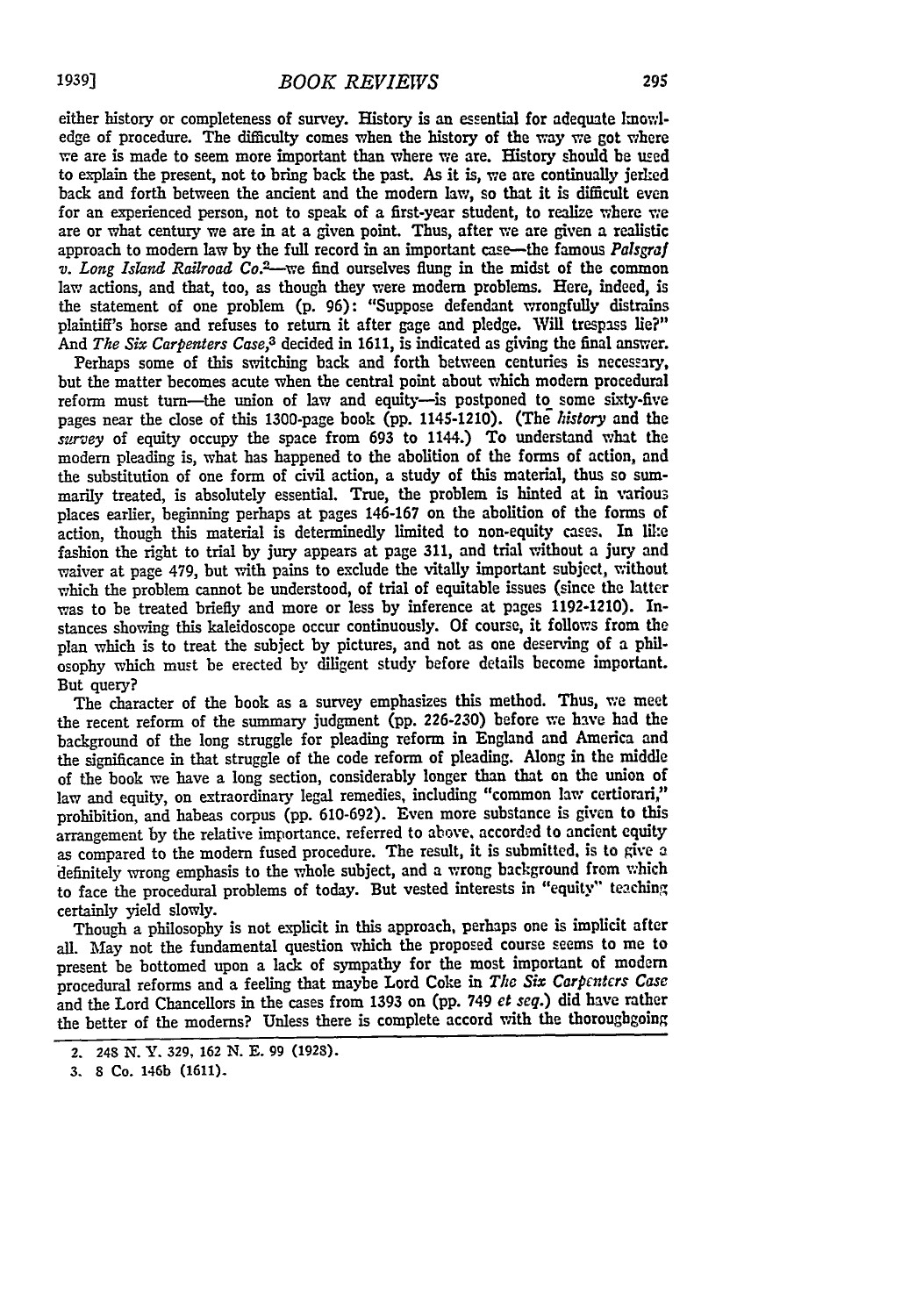either history or completeness of survey. History is an essential for adequate knowledge of procedure. The difficulty comes when the history of the way we got where we are is made to seem more important than where we are. History should be used to explain the present, not to bring back the past. As it is, we are continually jerked back and forth between the ancient and the modern law, so that it is difficult even for an experienced person, not to speak of a first-year student, to realize where we are or what century we are in at a given point. Thus, after we are given a realistic approach to modern law by the full record in an important case—the famous *Palsgraf v. Long Island Railroad Co.*[2]—we find ourselves flung in the midst of the common law actions, and that, too, as though they were modern problems. Here, indeed, is the statement of one problem (p. 96): "Suppose defendant wrongfully distrains plaintiff's horse and refuses to return it after gage and pledge. Will trespass lie?" And *The Six Carpenters Case*,[3] decided in 1611, is indicated as giving the final answer.

Perhaps some of this switching back and forth between centuries is necessary, but the matter becomes acute when the central point about which modern procedural reform must turn—the union of law and equity—is postponed to some sixty-five pages near the close of this 1300-page book (pp. 1145-1210). (The *history* and the *survey* of equity occupy the space from 693 to 1144.) To understand what the modern pleading is, what has happened to the abolition of the forms of action, and the substitution of one form of civil action, a study of this material, thus so summarily treated, is absolutely essential. True, the problem is hinted at in various places earlier, beginning perhaps at pages 146-167 on the abolition of the forms of action, though this material is determinedly limited to non-equity cases. In like fashion the right to trial by jury appears at page 311, and trial without a jury and waiver at page 479, but with pains to exclude the vitally important subject, without which the problem cannot be understood, of trial of equitable issues (since the latter was to be treated briefly and more or less by inference at pages 1192-1210). Instances showing this kaleidoscope occur continuously. Of course, it follows from the plan which is to treat the subject by pictures, and not as one deserving of a philosophy which must be erected by diligent study before details become important. But query?

The character of the book as a survey emphasizes this method. Thus, we meet the recent reform of the summary judgment (pp. 226-230) before we have had the background of the long struggle for pleading reform in England and America and the significance in that struggle of the code reform of pleading. Along in the middle of the book we have a long section, considerably longer than that on the union of law and equity, on extraordinary legal remedies, including "common law certiorari," prohibition, and habeas corpus (pp. 610-692). Even more substance is given to this arrangement by the relative importance, referred to above, accorded to ancient equity as compared to the modern fused procedure. The result, it is submitted, is to give a definitely wrong emphasis to the whole subject, and a wrong background from which to face the procedural problems of today. But vested interests in "equity" teaching certainly yield slowly.

Though a philosophy is not explicit in this approach, perhaps one is implicit after all. May not the fundamental question which the proposed course seems to me to present be bottomed upon a lack of sympathy for the most important of modern procedural reforms and a feeling that maybe Lord Coke in *The Six Carpenters Case* and the Lord Chancellors in the cases from 1393 on (pp. 749 *et seq.*) did have rather the better of the moderns? Unless there is complete accord with the thoroughgoing

2. 248 N. Y. 329, 162 N. E. 99 (1928).

3. 8 Co. 146b (1611).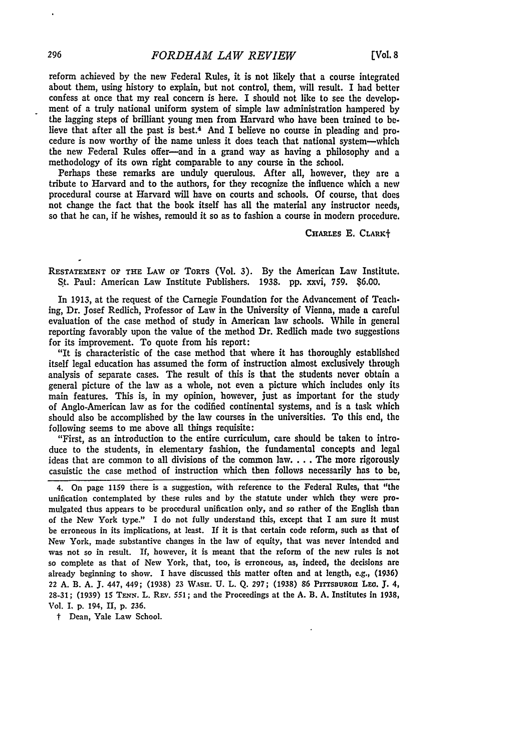reform achieved by the new Federal Rules, it is not likely that a course integrated about them, using history to explain, but not control, them, will result. I had better confess at once that my real concern is here. I should not like to see the development of a truly national uniform system of simple law administration hampered by the lagging steps of brilliant young men from Harvard who have been trained to believe that after all the past is best.[4] And I believe no course in pleading and procedure is now worthy of the name unless it does teach that national system—which the new Federal Rules offer—and in a grand way as having a philosophy and a methodology of its own right comparable to any course in the school.

Perhaps these remarks are unduly querulous. After all, however, they are a tribute to Harvard and to the authors, for they recognize the influence which a new procedural course at Harvard will have on courts and schools. Of course, that does not change the fact that the book itself has all the material any instructor needs, so that he can, if he wishes, remould it so as to fashion a course in modern procedure.

CHARLES E. CLARK†

RESTATEMENT OF THE LAW OF TORTS (Vol. 3). By the American Law Institute. St. Paul: American Law Institute Publishers. 1938. pp. xxvi, 759. $6.00.

In 1913, at the request of the Carnegie Foundation for the Advancement of Teaching, Dr. Josef Redlich, Professor of Law in the University of Vienna, made a careful evaluation of the case method of study in American law schools. While in general reporting favorably upon the value of the method Dr. Redlich made two suggestions for its improvement. To quote from his report:

"It is characteristic of the case method that where it has thoroughly established itself legal education has assumed the form of instruction almost exclusively through analysis of separate cases. The result of this is that the students never obtain a general picture of the law as a whole, not even a picture which includes only its main features. This is, in my opinion, however, just as important for the study of Anglo-American law as for the codified continental systems, and is a task which should also be accomplished by the law courses in the universities. To this end, the following seems to me above all things requisite:

"First, as an introduction to the entire curriculum, care should be taken to introduce to the students, in elementary fashion, the fundamental concepts and legal ideas that are common to all divisions of the common law. . . . The more rigorously casuistic the case method of instruction which then follows necessarily has to be,

---

4. On page 1159 there is a suggestion, with reference to the Federal Rules, that "the unification contemplated by these rules and by the statute under which they were promulgated thus appears to be procedural unification only, and so rather of the English than of the New York type." I do not fully understand this, except that I am sure it must be erroneous in its implications, at least. If it is that certain code reform, such as that of New York, made substantive changes in the law of equity, that was never intended and was not so in result. If, however, it is meant that the reform of the new rules is not so complete as that of New York, that, too, is erroneous, as, indeed, the decisions are already beginning to show. I have discussed this matter often and at length, e.g., (1936) 22 A. B. A. J. 447, 449; (1938) 23 WASH. U. L. Q. 297; (1938) 86 PITTSBURGH LEG. J. 4, 28-31; (1939) 15 TENN. L. REV. 551; and the Proceedings at the A. B. A. Institutes in 1938, Vol. I. p. 194, II, p. 236.

† Dean, Yale Law School.